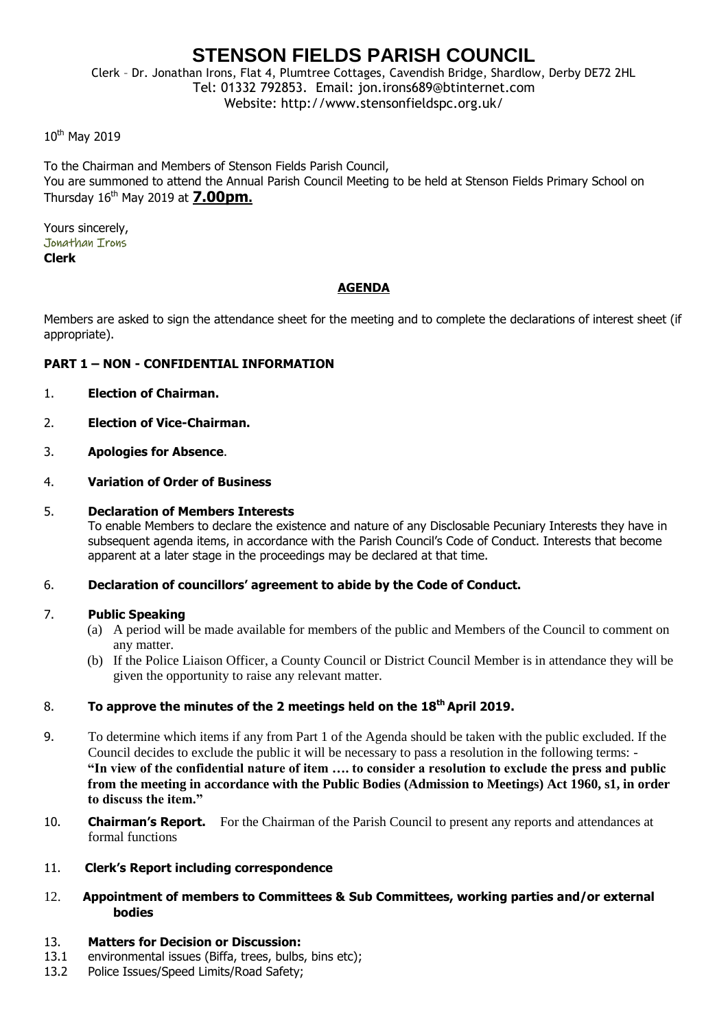# STENSON FIELDS PARISH COUNCIL

Clerk – Dr. Jonathan Irons, Flat 4, Plumtree Cottages, Cavendish Bridge, Shardlow, Derby DE72 2HL
Tel: 01332 792853. Email: jon.irons689@btinternet.com
Website: http://www.stensonfieldspc.org.uk/

10th May 2019

To the Chairman and Members of Stenson Fields Parish Council,
You are summoned to attend the Annual Parish Council Meeting to be held at Stenson Fields Primary School on Thursday 16th May 2019 at **7.00pm.**

Yours sincerely,
Jonathan Irons
**Clerk**

## AGENDA

Members are asked to sign the attendance sheet for the meeting and to complete the declarations of interest sheet (if appropriate).

**PART 1 – NON - CONFIDENTIAL INFORMATION**

1. **Election of Chairman.**

2. **Election of Vice-Chairman.**

3. **Apologies for Absence**.

4. **Variation of Order of Business**

5. **Declaration of Members Interests**
   To enable Members to declare the existence and nature of any Disclosable Pecuniary Interests they have in subsequent agenda items, in accordance with the Parish Council's Code of Conduct. Interests that become apparent at a later stage in the proceedings may be declared at that time.

6. **Declaration of councillors' agreement to abide by the Code of Conduct.**

7. **Public Speaking**
   (a) A period will be made available for members of the public and Members of the Council to comment on any matter.
   (b) If the Police Liaison Officer, a County Council or District Council Member is in attendance they will be given the opportunity to raise any relevant matter.

8. **To approve the minutes of the 2 meetings held on the 18th April 2019.**

9. To determine which items if any from Part 1 of the Agenda should be taken with the public excluded. If the Council decides to exclude the public it will be necessary to pass a resolution in the following terms: - **"In view of the confidential nature of item …. to consider a resolution to exclude the press and public from the meeting in accordance with the Public Bodies (Admission to Meetings) Act 1960, s1, in order to discuss the item."**

10. **Chairman's Report.** For the Chairman of the Parish Council to present any reports and attendances at formal functions

11. **Clerk's Report including correspondence**

12. **Appointment of members to Committees & Sub Committees, working parties and/or external bodies**

13. **Matters for Decision or Discussion:**
    13.1 environmental issues (Biffa, trees, bulbs, bins etc);
    13.2 Police Issues/Speed Limits/Road Safety;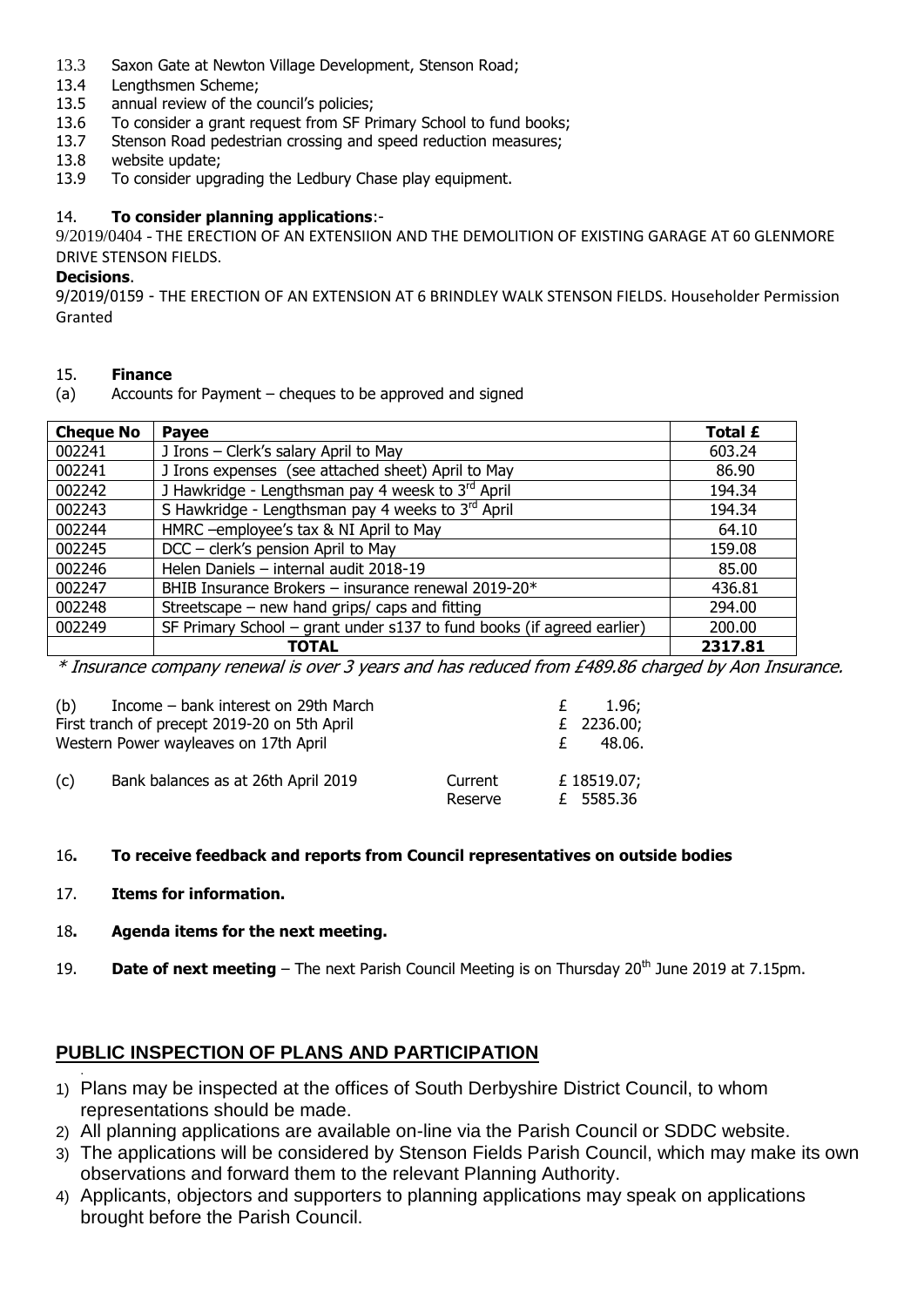13.3 Saxon Gate at Newton Village Development, Stenson Road;
13.4 Lengthsmen Scheme;
13.5 annual review of the council's policies;
13.6 To consider a grant request from SF Primary School to fund books;
13.7 Stenson Road pedestrian crossing and speed reduction measures;
13.8 website update;
13.9 To consider upgrading the Ledbury Chase play equipment.

14. **To consider planning applications**:-

9/2019/0404 - THE ERECTION OF AN EXTENSIION AND THE DEMOLITION OF EXISTING GARAGE AT 60 GLENMORE DRIVE STENSON FIELDS.

**Decisions**.

9/2019/0159 - THE ERECTION OF AN EXTENSION AT 6 BRINDLEY WALK STENSON FIELDS. Householder Permission Granted

15. **Finance**

(a) Accounts for Payment – cheques to be approved and signed

| Cheque No | Payee | Total £ |
|---|---|---|
| 002241 | J Irons – Clerk's salary April to May | 603.24 |
| 002241 | J Irons expenses (see attached sheet) April to May | 86.90 |
| 002242 | J Hawkridge - Lengthsman pay 4 weesk to 3rd April | 194.34 |
| 002243 | S Hawkridge - Lengthsman pay 4 weeks to 3rd April | 194.34 |
| 002244 | HMRC –employee's tax & NI April to May | 64.10 |
| 002245 | DCC – clerk's pension April to May | 159.08 |
| 002246 | Helen Daniels – internal audit 2018-19 | 85.00 |
| 002247 | BHIB Insurance Brokers – insurance renewal 2019-20* | 436.81 |
| 002248 | Streetscape – new hand grips/ caps and fitting | 294.00 |
| 002249 | SF Primary School – grant under s137 to fund books (if agreed earlier) | 200.00 |
| | **TOTAL** | **2317.81** |

*\* Insurance company renewal is over 3 years and has reduced from £489.86 charged by Aon Insurance.*

(b) Income – bank interest on 29th March £ 1.96;
First tranch of precept 2019-20 on 5th April £ 2236.00;
Western Power wayleaves on 17th April £ 48.06.

(c) Bank balances as at 26th April 2019 Current £ 18519.07;
Reserve £ 5585.36

16. **To receive feedback and reports from Council representatives on outside bodies**

17. **Items for information.**

18. **Agenda items for the next meeting.**

19. **Date of next meeting** – The next Parish Council Meeting is on Thursday 20th June 2019 at 7.15pm.

## PUBLIC INSPECTION OF PLANS AND PARTICIPATION

1) Plans may be inspected at the offices of South Derbyshire District Council, to whom representations should be made.
2) All planning applications are available on-line via the Parish Council or SDDC website.
3) The applications will be considered by Stenson Fields Parish Council, which may make its own observations and forward them to the relevant Planning Authority.
4) Applicants, objectors and supporters to planning applications may speak on applications brought before the Parish Council.